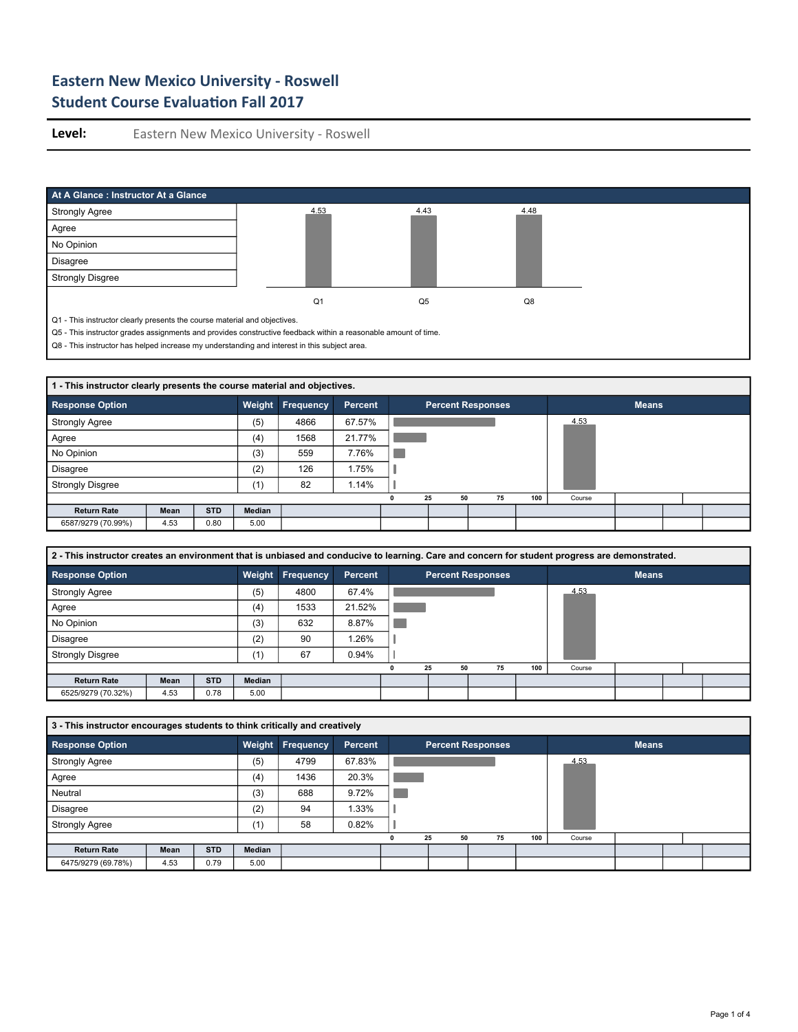# Eastern New Mexico University - Roswell
## Student Course Evaluation Fall 2017

**Level:** Eastern New Mexico University - Roswell

### At A Glance : Instructor At a Glance

| Question | Mean |
|---|---|
| Q1 | 4.53 |
| Q5 | 4.43 |
| Q8 | 4.48 |

Scale: Strongly Agree, Agree, No Opinion, Disagree, Strongly Disgree

Q1 - This instructor clearly presents the course material and objectives.

Q5 - This instructor grades assignments and provides constructive feedback within a reasonable amount of time.

Q8 - This instructor has helped increase my understanding and interest in this subject area.

### 1 - This instructor clearly presents the course material and objectives.

| Response Option | Weight | Frequency | Percent |
|---|---|---|---|
| Strongly Agree | (5) | 4866 | 67.57% |
| Agree | (4) | 1568 | 21.77% |
| No Opinion | (3) | 559 | 7.76% |
| Disagree | (2) | 126 | 1.75% |
| Strongly Disgree | (1) | 82 | 1.14% |

Means: Course 4.53

| Return Rate | Mean | STD | Median |
|---|---|---|---|
| 6587/9279 (70.99%) | 4.53 | 0.80 | 5.00 |

### 2 - This instructor creates an environment that is unbiased and conducive to learning. Care and concern for student progress are demonstrated.

| Response Option | Weight | Frequency | Percent |
|---|---|---|---|
| Strongly Agree | (5) | 4800 | 67.4% |
| Agree | (4) | 1533 | 21.52% |
| No Opinion | (3) | 632 | 8.87% |
| Disagree | (2) | 90 | 1.26% |
| Strongly Disgree | (1) | 67 | 0.94% |

Means: Course 4.53

| Return Rate | Mean | STD | Median |
|---|---|---|---|
| 6525/9279 (70.32%) | 4.53 | 0.78 | 5.00 |

### 3 - This instructor encourages students to think critically and creatively

| Response Option | Weight | Frequency | Percent |
|---|---|---|---|
| Strongly Agree | (5) | 4799 | 67.83% |
| Agree | (4) | 1436 | 20.3% |
| Neutral | (3) | 688 | 9.72% |
| Disagree | (2) | 94 | 1.33% |
| Strongly Agree | (1) | 58 | 0.82% |

Means: Course 4.53

| Return Rate | Mean | STD | Median |
|---|---|---|---|
| 6475/9279 (69.78%) | 4.53 | 0.79 | 5.00 |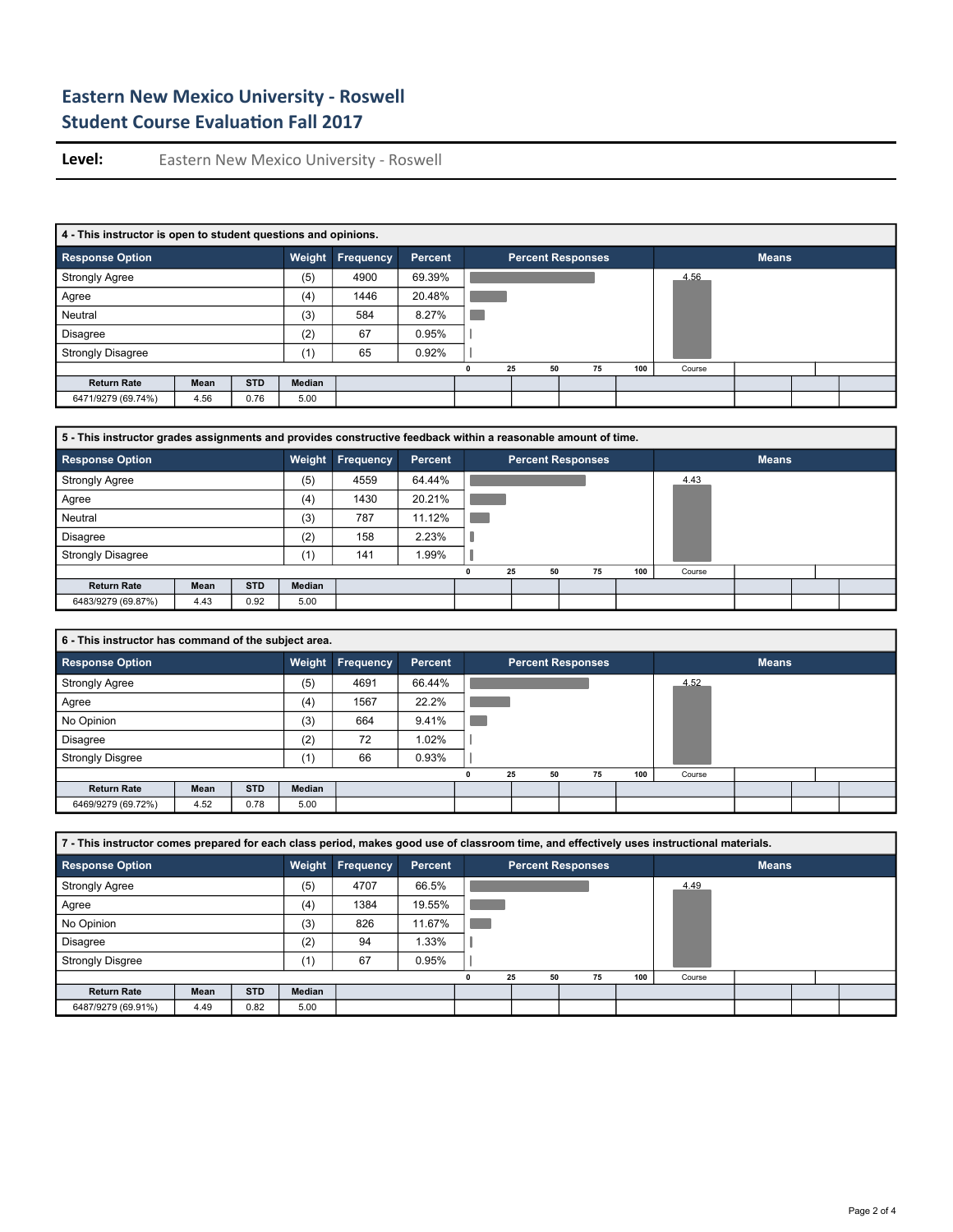# Eastern New Mexico University - Roswell
## Student Course Evaluation Fall 2017

**Level:** Eastern New Mexico University - Roswell

### 4 - This instructor is open to student questions and opinions.

| Response Option | Weight | Frequency | Percent |
|---|---|---|---|
| Strongly Agree | (5) | 4900 | 69.39% |
| Agree | (4) | 1446 | 20.48% |
| Neutral | (3) | 584 | 8.27% |
| Disagree | (2) | 67 | 0.95% |
| Strongly Disagree | (1) | 65 | 0.92% |

Means: Course 4.56

| Return Rate | Mean | STD | Median |
|---|---|---|---|
| 6471/9279 (69.74%) | 4.56 | 0.76 | 5.00 |

### 5 - This instructor grades assignments and provides constructive feedback within a reasonable amount of time.

| Response Option | Weight | Frequency | Percent |
|---|---|---|---|
| Strongly Agree | (5) | 4559 | 64.44% |
| Agree | (4) | 1430 | 20.21% |
| Neutral | (3) | 787 | 11.12% |
| Disagree | (2) | 158 | 2.23% |
| Strongly Disagree | (1) | 141 | 1.99% |

Means: Course 4.43

| Return Rate | Mean | STD | Median |
|---|---|---|---|
| 6483/9279 (69.87%) | 4.43 | 0.92 | 5.00 |

### 6 - This instructor has command of the subject area.

| Response Option | Weight | Frequency | Percent |
|---|---|---|---|
| Strongly Agree | (5) | 4691 | 66.44% |
| Agree | (4) | 1567 | 22.2% |
| No Opinion | (3) | 664 | 9.41% |
| Disagree | (2) | 72 | 1.02% |
| Strongly Disgree | (1) | 66 | 0.93% |

Means: Course 4.52

| Return Rate | Mean | STD | Median |
|---|---|---|---|
| 6469/9279 (69.72%) | 4.52 | 0.78 | 5.00 |

### 7 - This instructor comes prepared for each class period, makes good use of classroom time, and effectively uses instructional materials.

| Response Option | Weight | Frequency | Percent |
|---|---|---|---|
| Strongly Agree | (5) | 4707 | 66.5% |
| Agree | (4) | 1384 | 19.55% |
| No Opinion | (3) | 826 | 11.67% |
| Disagree | (2) | 94 | 1.33% |
| Strongly Disgree | (1) | 67 | 0.95% |

Means: Course 4.49

| Return Rate | Mean | STD | Median |
|---|---|---|---|
| 6487/9279 (69.91%) | 4.49 | 0.82 | 5.00 |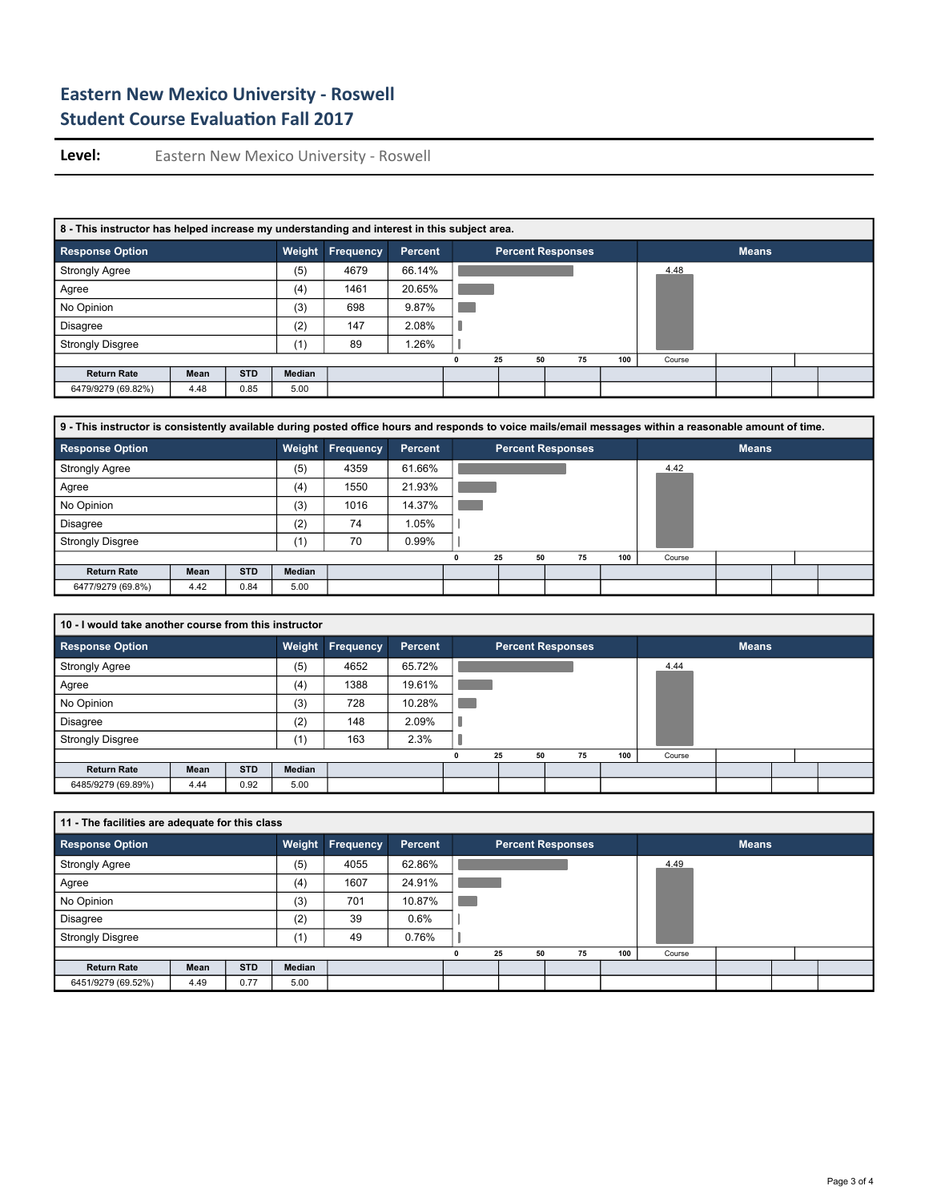# Eastern New Mexico University - Roswell
## Student Course Evaluation Fall 2017

**Level:** Eastern New Mexico University - Roswell

**8 - This instructor has helped increase my understanding and interest in this subject area.**

| Response Option | Weight | Frequency | Percent | Means |
|---|---|---|---|---|
| Strongly Agree | (5) | 4679 | 66.14% | 4.48 |
| Agree | (4) | 1461 | 20.65% | |
| No Opinion | (3) | 698 | 9.87% | |
| Disagree | (2) | 147 | 2.08% | |
| Strongly Disgree | (1) | 89 | 1.26% | |

| Return Rate | Mean | STD | Median |
|---|---|---|---|
| 6479/9279 (69.82%) | 4.48 | 0.85 | 5.00 |

**9 - This instructor is consistently available during posted office hours and responds to voice mails/email messages within a reasonable amount of time.**

| Response Option | Weight | Frequency | Percent | Means |
|---|---|---|---|---|
| Strongly Agree | (5) | 4359 | 61.66% | 4.42 |
| Agree | (4) | 1550 | 21.93% | |
| No Opinion | (3) | 1016 | 14.37% | |
| Disagree | (2) | 74 | 1.05% | |
| Strongly Disgree | (1) | 70 | 0.99% | |

| Return Rate | Mean | STD | Median |
|---|---|---|---|
| 6477/9279 (69.8%) | 4.42 | 0.84 | 5.00 |

**10 - I would take another course from this instructor**

| Response Option | Weight | Frequency | Percent | Means |
|---|---|---|---|---|
| Strongly Agree | (5) | 4652 | 65.72% | 4.44 |
| Agree | (4) | 1388 | 19.61% | |
| No Opinion | (3) | 728 | 10.28% | |
| Disagree | (2) | 148 | 2.09% | |
| Strongly Disgree | (1) | 163 | 2.3% | |

| Return Rate | Mean | STD | Median |
|---|---|---|---|
| 6485/9279 (69.89%) | 4.44 | 0.92 | 5.00 |

**11 - The facilities are adequate for this class**

| Response Option | Weight | Frequency | Percent | Means |
|---|---|---|---|---|
| Strongly Agree | (5) | 4055 | 62.86% | 4.49 |
| Agree | (4) | 1607 | 24.91% | |
| No Opinion | (3) | 701 | 10.87% | |
| Disagree | (2) | 39 | 0.6% | |
| Strongly Disgree | (1) | 49 | 0.76% | |

| Return Rate | Mean | STD | Median |
|---|---|---|---|
| 6451/9279 (69.52%) | 4.49 | 0.77 | 5.00 |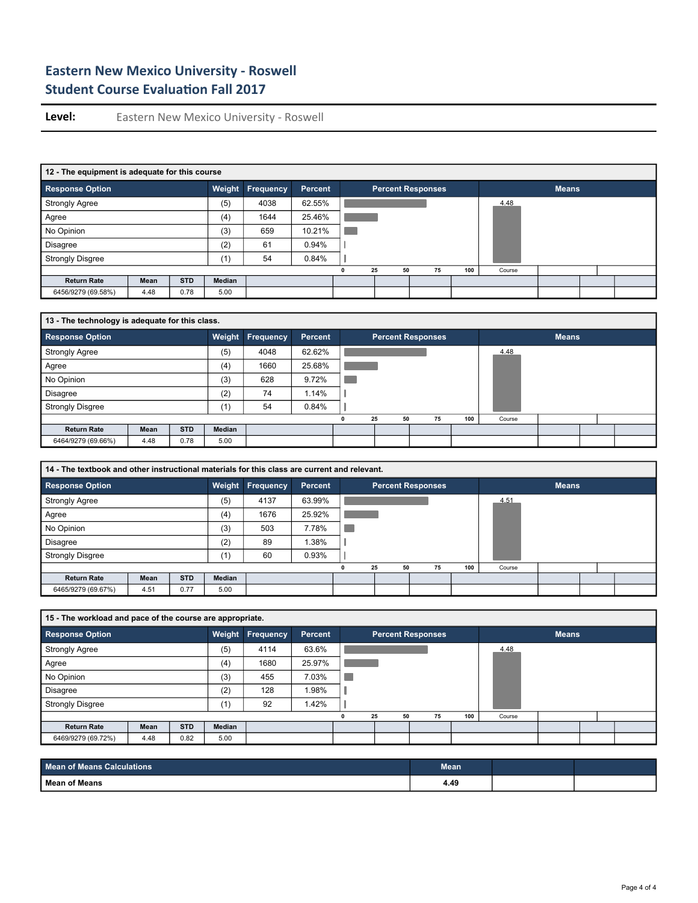# Eastern New Mexico University - Roswell
## Student Course Evaluation Fall 2017

**Level:** Eastern New Mexico University - Roswell

**12 - The equipment is adequate for this course**

| Response Option | Weight | Frequency | Percent |
|---|---|---|---|
| Strongly Agree | (5) | 4038 | 62.55% |
| Agree | (4) | 1644 | 25.46% |
| No Opinion | (3) | 659 | 10.21% |
| Disagree | (2) | 61 | 0.94% |
| Strongly Disgree | (1) | 54 | 0.84% |

Percent Responses: 0 25 50 75 100

Means: 4.48 Course

| Return Rate | Mean | STD | Median |
|---|---|---|---|
| 6456/9279 (69.58%) | 4.48 | 0.78 | 5.00 |

**13 - The technology is adequate for this class.**

| Response Option | Weight | Frequency | Percent |
|---|---|---|---|
| Strongly Agree | (5) | 4048 | 62.62% |
| Agree | (4) | 1660 | 25.68% |
| No Opinion | (3) | 628 | 9.72% |
| Disagree | (2) | 74 | 1.14% |
| Strongly Disgree | (1) | 54 | 0.84% |

Percent Responses: 0 25 50 75 100

Means: 4.48 Course

| Return Rate | Mean | STD | Median |
|---|---|---|---|
| 6464/9279 (69.66%) | 4.48 | 0.78 | 5.00 |

**14 - The textbook and other instructional materials for this class are current and relevant.**

| Response Option | Weight | Frequency | Percent |
|---|---|---|---|
| Strongly Agree | (5) | 4137 | 63.99% |
| Agree | (4) | 1676 | 25.92% |
| No Opinion | (3) | 503 | 7.78% |
| Disagree | (2) | 89 | 1.38% |
| Strongly Disgree | (1) | 60 | 0.93% |

Percent Responses: 0 25 50 75 100

Means: 4.51 Course

| Return Rate | Mean | STD | Median |
|---|---|---|---|
| 6465/9279 (69.67%) | 4.51 | 0.77 | 5.00 |

**15 - The workload and pace of the course are appropriate.**

| Response Option | Weight | Frequency | Percent |
|---|---|---|---|
| Strongly Agree | (5) | 4114 | 63.6% |
| Agree | (4) | 1680 | 25.97% |
| No Opinion | (3) | 455 | 7.03% |
| Disagree | (2) | 128 | 1.98% |
| Strongly Disgree | (1) | 92 | 1.42% |

Percent Responses: 0 25 50 75 100

Means: 4.48 Course

| Return Rate | Mean | STD | Median |
|---|---|---|---|
| 6469/9279 (69.72%) | 4.48 | 0.82 | 5.00 |

| Mean of Means Calculations | Mean |
|---|---|
| **Mean of Means** | **4.49** |